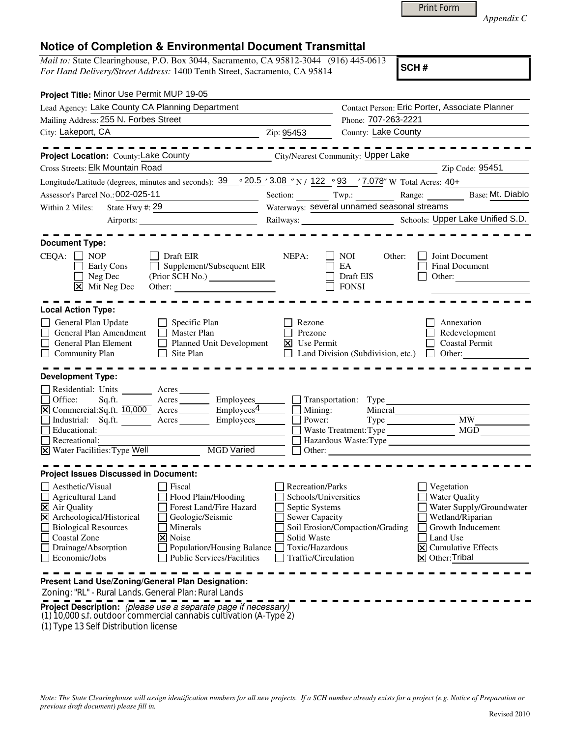Print Form

*Appendix C*

# Notice of Completion & Environmental Document Transmittal

*Mail to:* State Clearinghouse, P.O. Box 3044, Sacramento, CA 95812-3044 (916) 445-0613
*For Hand Delivery/Street Address:* 1400 Tenth Street, Sacramento, CA 95814

**SCH #**

**Project Title:** Minor Use Permit MUP 19-05

Lead Agency: Lake County CA Planning Department
Contact Person: Eric Porter, Associate Planner
Mailing Address: 255 N. Forbes Street
Phone: 707-263-2221
City: Lakeport, CA
Zip: 95453
County: Lake County

**Project Location:** County: Lake County
City/Nearest Community: Upper Lake
Cross Streets: Elk Mountain Road
Zip Code: 95451
Longitude/Latitude (degrees, minutes and seconds): 39 ° 20.5 ′ 3.08 ″ N / 122 ° 93 ′ 7.078″ W
Total Acres: 40+
Assessor's Parcel No.: 002-025-11
Section: ____ Twp.: ____ Range: ____ Base: Mt. Diablo
Within 2 Miles: State Hwy #: 29
Waterways: several unnamed seasonal streams
Airports: ____
Railways: ____
Schools: Upper Lake Unified S.D.

## Document Type:

CEQA:
- [ ] NOP
- [ ] Early Cons
- [ ] Neg Dec
- [x] Mit Neg Dec
- [ ] Draft EIR
- [ ] Supplement/Subsequent EIR (Prior SCH No.) ____
- Other: ____

NEPA:
- [ ] NOI
- [ ] EA
- [ ] Draft EIS
- [ ] FONSI

Other:
- [ ] Joint Document
- [ ] Final Document
- [ ] Other: ____

## Local Action Type:

- [ ] General Plan Update
- [ ] General Plan Amendment
- [ ] General Plan Element
- [ ] Community Plan
- [ ] Specific Plan
- [ ] Master Plan
- [ ] Planned Unit Development
- [ ] Site Plan
- [ ] Rezone
- [ ] Prezone
- [x] Use Permit
- [ ] Land Division (Subdivision, etc.)
- [ ] Annexation
- [ ] Redevelopment
- [ ] Coastal Permit
- [ ] Other: ____

## Development Type:

- [ ] Residential: Units ____ Acres ____
- [ ] Office: Sq.ft. ____ Acres ____ Employees ____
- [x] Commercial: Sq.ft. 10,000 Acres ____ Employees 4
- [ ] Industrial: Sq.ft. ____ Acres ____ Employees ____
- [ ] Educational: ____
- [ ] Recreational: ____
- [x] Water Facilities: Type Well MGD Varied
- [ ] Transportation: Type ____
- [ ] Mining: Mineral ____
- [ ] Power: Type ____ MW ____
- [ ] Waste Treatment: Type ____ MGD ____
- [ ] Hazardous Waste: Type ____
- [ ] Other: ____

## Project Issues Discussed in Document:

- [ ] Aesthetic/Visual
- [ ] Agricultural Land
- [x] Air Quality
- [x] Archeological/Historical
- [ ] Biological Resources
- [ ] Coastal Zone
- [ ] Drainage/Absorption
- [ ] Economic/Jobs
- [ ] Fiscal
- [ ] Flood Plain/Flooding
- [ ] Forest Land/Fire Hazard
- [ ] Geologic/Seismic
- [ ] Minerals
- [x] Noise
- [ ] Population/Housing Balance
- [ ] Public Services/Facilities
- [ ] Recreation/Parks
- [ ] Schools/Universities
- [ ] Septic Systems
- [ ] Sewer Capacity
- [ ] Soil Erosion/Compaction/Grading
- [ ] Solid Waste
- [ ] Toxic/Hazardous
- [ ] Traffic/Circulation
- [ ] Vegetation
- [ ] Water Quality
- [ ] Water Supply/Groundwater
- [ ] Wetland/Riparian
- [ ] Growth Inducement
- [ ] Land Use
- [x] Cumulative Effects
- [x] Other: Tribal

**Present Land Use/Zoning/General Plan Designation:**
Zoning: "RL" - Rural Lands. General Plan: Rural Lands

**Project Description:** *(please use a separate page if necessary)*
(1) 10,000 s.f. outdoor commercial cannabis cultivation (A-Type 2)
(1) Type 13 Self Distribution license

*Note: The State Clearinghouse will assign identification numbers for all new projects. If a SCH number already exists for a project (e.g. Notice of Preparation or previous draft document) please fill in.*

Revised 2010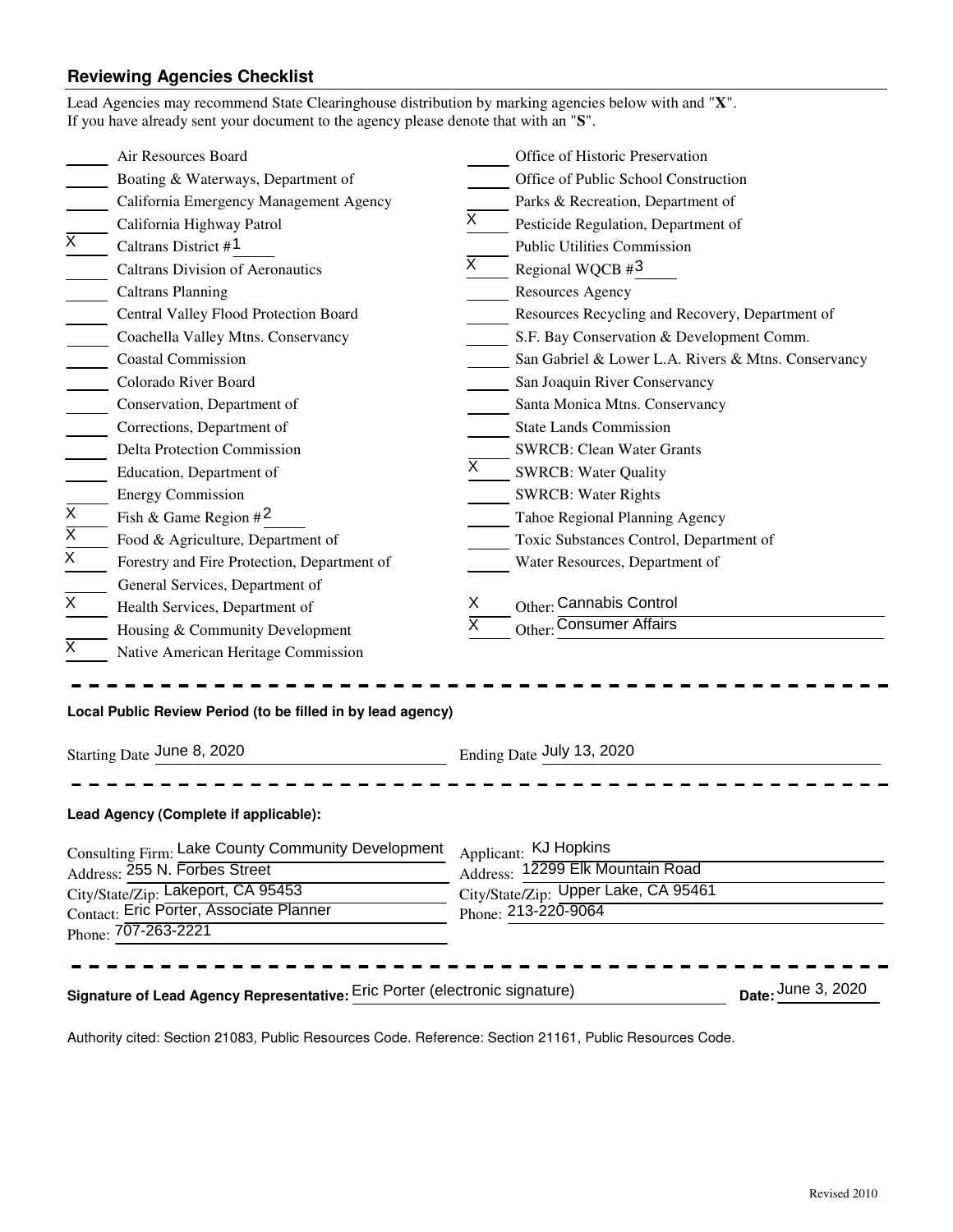## Reviewing Agencies Checklist

Lead Agencies may recommend State Clearinghouse distribution by marking agencies below with and "**X**".
If you have already sent your document to the agency please denote that with an "**S**".

| | | | |
|---|---|---|---|
| | Air Resources Board | | Office of Historic Preservation |
| | Boating & Waterways, Department of | | Office of Public School Construction |
| | California Emergency Management Agency | | Parks & Recreation, Department of |
| | California Highway Patrol | X | Pesticide Regulation, Department of |
| X | Caltrans District # 1 | | Public Utilities Commission |
| | Caltrans Division of Aeronautics | X | Regional WQCB # 3 |
| | Caltrans Planning | | Resources Agency |
| | Central Valley Flood Protection Board | | Resources Recycling and Recovery, Department of |
| | Coachella Valley Mtns. Conservancy | | S.F. Bay Conservation & Development Comm. |
| | Coastal Commission | | San Gabriel & Lower L.A. Rivers & Mtns. Conservancy |
| | Colorado River Board | | San Joaquin River Conservancy |
| | Conservation, Department of | | Santa Monica Mtns. Conservancy |
| | Corrections, Department of | | State Lands Commission |
| | Delta Protection Commission | | SWRCB: Clean Water Grants |
| | Education, Department of | X | SWRCB: Water Quality |
| | Energy Commission | | SWRCB: Water Rights |
| X | Fish & Game Region # 2 | | Tahoe Regional Planning Agency |
| X | Food & Agriculture, Department of | | Toxic Substances Control, Department of |
| X | Forestry and Fire Protection, Department of | | Water Resources, Department of |
| | General Services, Department of | | |
| X | Health Services, Department of | X | Other: Cannabis Control |
| | Housing & Community Development | X | Other: Consumer Affairs |
| X | Native American Heritage Commission | | |

---

**Local Public Review Period (to be filled in by lead agency)**

Starting Date June 8, 2020 Ending Date July 13, 2020

---

**Lead Agency (Complete if applicable):**

Consulting Firm: Lake County Community Development
Address: 255 N. Forbes Street
City/State/Zip: Lakeport, CA 95453
Contact: Eric Porter, Associate Planner
Phone: 707-263-2221

Applicant: KJ Hopkins
Address: 12299 Elk Mountain Road
City/State/Zip: Upper Lake, CA 95461
Phone: 213-220-9064

---

**Signature of Lead Agency Representative:** Eric Porter (electronic signature) **Date:** June 3, 2020

Authority cited: Section 21083, Public Resources Code. Reference: Section 21161, Public Resources Code.

Revised 2010